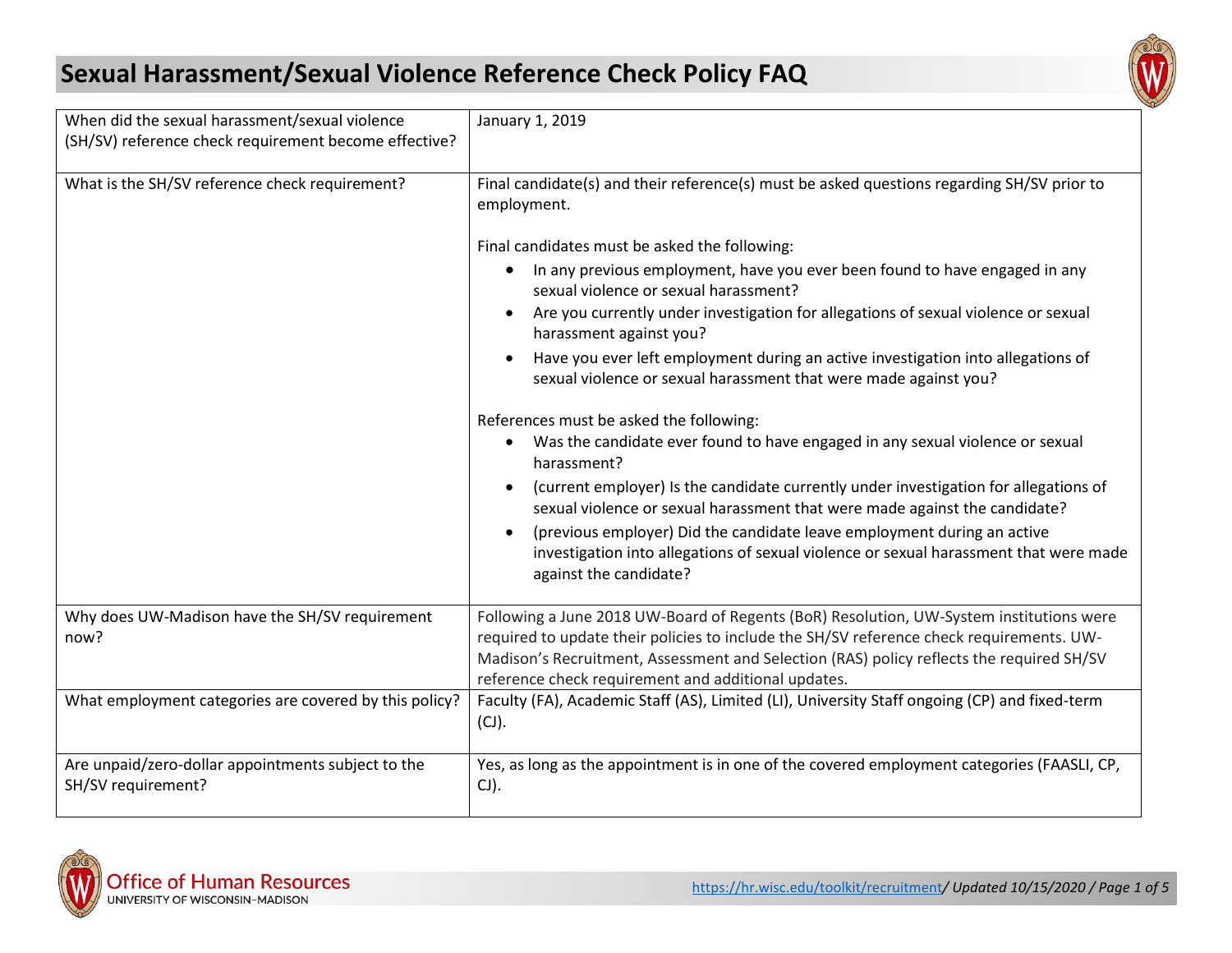# Sexual Harassment/Sexual Violence Reference Check Policy FAQ

| | |
|---|---|
| When did the sexual harassment/sexual violence (SH/SV) reference check requirement become effective? | January 1, 2019 |
| What is the SH/SV reference check requirement? | Final candidate(s) and their reference(s) must be asked questions regarding SH/SV prior to employment.<br><br>Final candidates must be asked the following:<br>• In any previous employment, have you ever been found to have engaged in any sexual violence or sexual harassment?<br>• Are you currently under investigation for allegations of sexual violence or sexual harassment against you?<br>• Have you ever left employment during an active investigation into allegations of sexual violence or sexual harassment that were made against you?<br><br>References must be asked the following:<br>• Was the candidate ever found to have engaged in any sexual violence or sexual harassment?<br>• (current employer) Is the candidate currently under investigation for allegations of sexual violence or sexual harassment that were made against the candidate?<br>• (previous employer) Did the candidate leave employment during an active investigation into allegations of sexual violence or sexual harassment that were made against the candidate? |
| Why does UW-Madison have the SH/SV requirement now? | Following a June 2018 UW-Board of Regents (BoR) Resolution, UW-System institutions were required to update their policies to include the SH/SV reference check requirements. UW-Madison's Recruitment, Assessment and Selection (RAS) policy reflects the required SH/SV reference check requirement and additional updates. |
| What employment categories are covered by this policy? | Faculty (FA), Academic Staff (AS), Limited (LI), University Staff ongoing (CP) and fixed-term (CJ). |
| Are unpaid/zero-dollar appointments subject to the SH/SV requirement? | Yes, as long as the appointment is in one of the covered employment categories (FAASLI, CP, CJ). |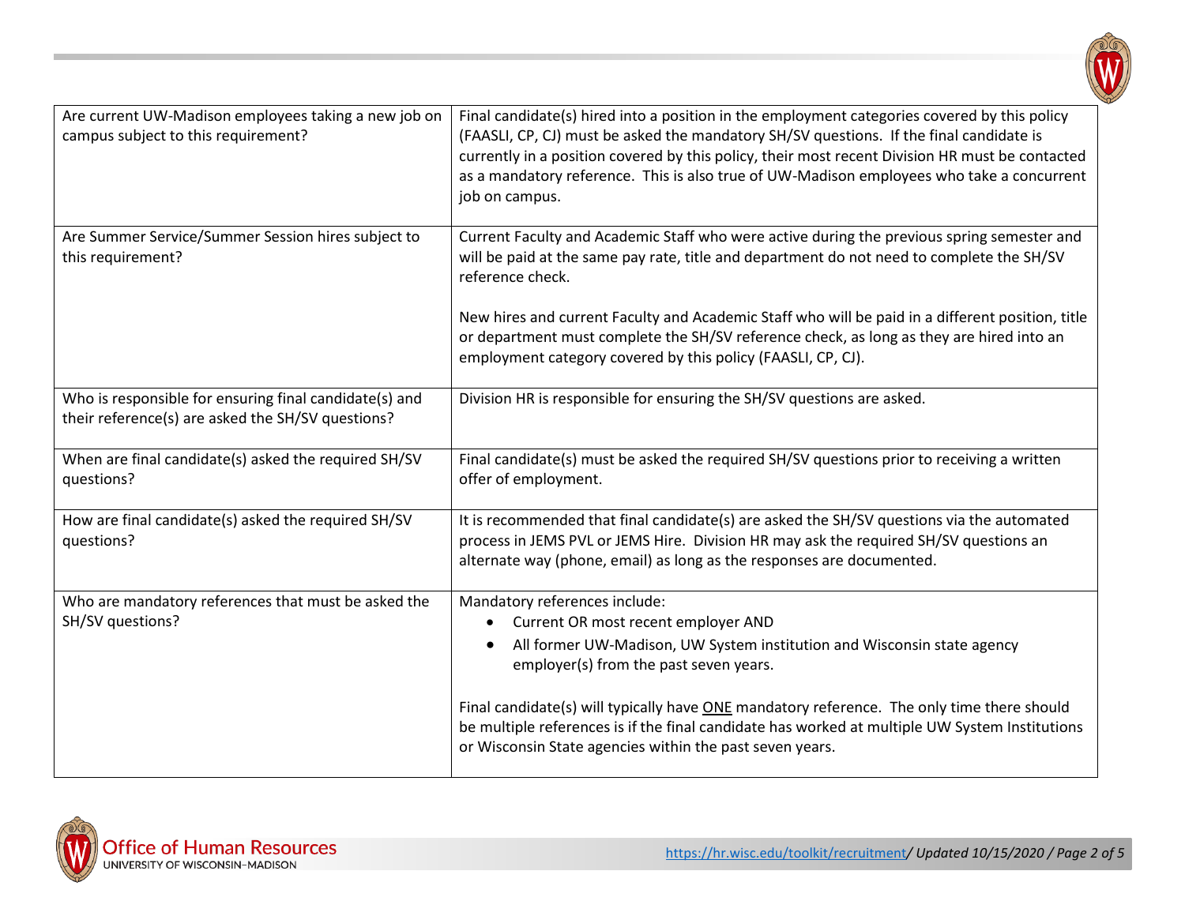| Are current UW-Madison employees taking a new job on campus subject to this requirement? | Final candidate(s) hired into a position in the employment categories covered by this policy (FAASLI, CP, CJ) must be asked the mandatory SH/SV questions. If the final candidate is currently in a position covered by this policy, their most recent Division HR must be contacted as a mandatory reference. This is also true of UW-Madison employees who take a concurrent job on campus. |
|---|---|
| Are Summer Service/Summer Session hires subject to this requirement? | Current Faculty and Academic Staff who were active during the previous spring semester and will be paid at the same pay rate, title and department do not need to complete the SH/SV reference check.<br><br>New hires and current Faculty and Academic Staff who will be paid in a different position, title or department must complete the SH/SV reference check, as long as they are hired into an employment category covered by this policy (FAASLI, CP, CJ). |
| Who is responsible for ensuring final candidate(s) and their reference(s) are asked the SH/SV questions? | Division HR is responsible for ensuring the SH/SV questions are asked. |
| When are final candidate(s) asked the required SH/SV questions? | Final candidate(s) must be asked the required SH/SV questions prior to receiving a written offer of employment. |
| How are final candidate(s) asked the required SH/SV questions? | It is recommended that final candidate(s) are asked the SH/SV questions via the automated process in JEMS PVL or JEMS Hire. Division HR may ask the required SH/SV questions an alternate way (phone, email) as long as the responses are documented. |
| Who are mandatory references that must be asked the SH/SV questions? | Mandatory references include:<br>• Current OR most recent employer AND<br>• All former UW-Madison, UW System institution and Wisconsin state agency employer(s) from the past seven years.<br><br>Final candidate(s) will typically have <u>ONE</u> mandatory reference. The only time there should be multiple references is if the final candidate has worked at multiple UW System Institutions or Wisconsin State agencies within the past seven years. |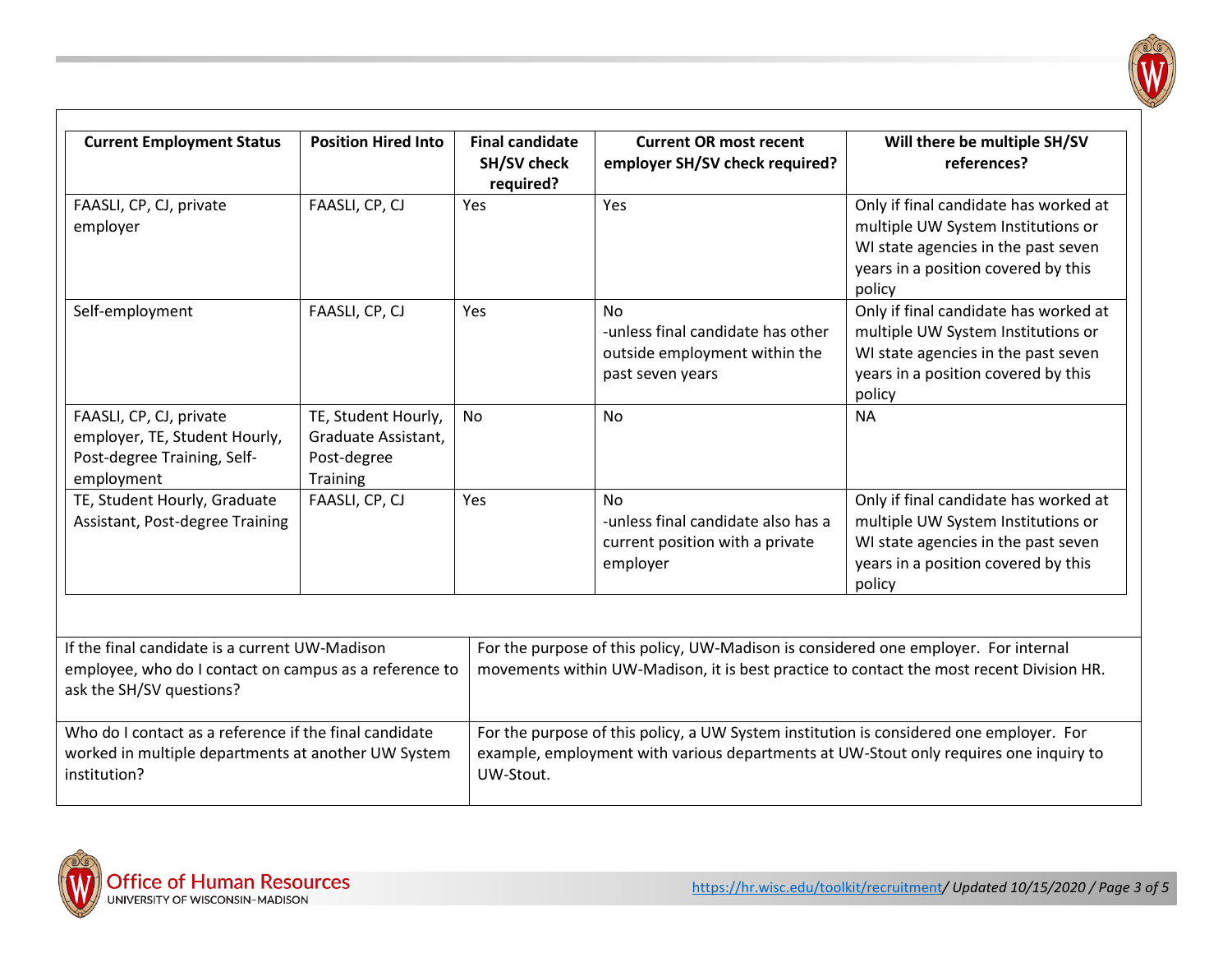| Current Employment Status | Position Hired Into | Final candidate SH/SV check required? | Current OR most recent employer SH/SV check required? | Will there be multiple SH/SV references? |
|---|---|---|---|---|
| FAASLI, CP, CJ, private employer | FAASLI, CP, CJ | Yes | Yes | Only if final candidate has worked at multiple UW System Institutions or WI state agencies in the past seven years in a position covered by this policy |
| Self-employment | FAASLI, CP, CJ | Yes | No<br>-unless final candidate has other outside employment within the past seven years | Only if final candidate has worked at multiple UW System Institutions or WI state agencies in the past seven years in a position covered by this policy |
| FAASLI, CP, CJ, private employer, TE, Student Hourly, Post-degree Training, Self-employment | TE, Student Hourly, Graduate Assistant, Post-degree Training | No | No | NA |
| TE, Student Hourly, Graduate Assistant, Post-degree Training | FAASLI, CP, CJ | Yes | No<br>-unless final candidate also has a current position with a private employer | Only if final candidate has worked at multiple UW System Institutions or WI state agencies in the past seven years in a position covered by this policy |

| | |
|---|---|
| If the final candidate is a current UW-Madison employee, who do I contact on campus as a reference to ask the SH/SV questions? | For the purpose of this policy, UW-Madison is considered one employer. For internal movements within UW-Madison, it is best practice to contact the most recent Division HR. |
| Who do I contact as a reference if the final candidate worked in multiple departments at another UW System institution? | For the purpose of this policy, a UW System institution is considered one employer. For example, employment with various departments at UW-Stout only requires one inquiry to UW-Stout. |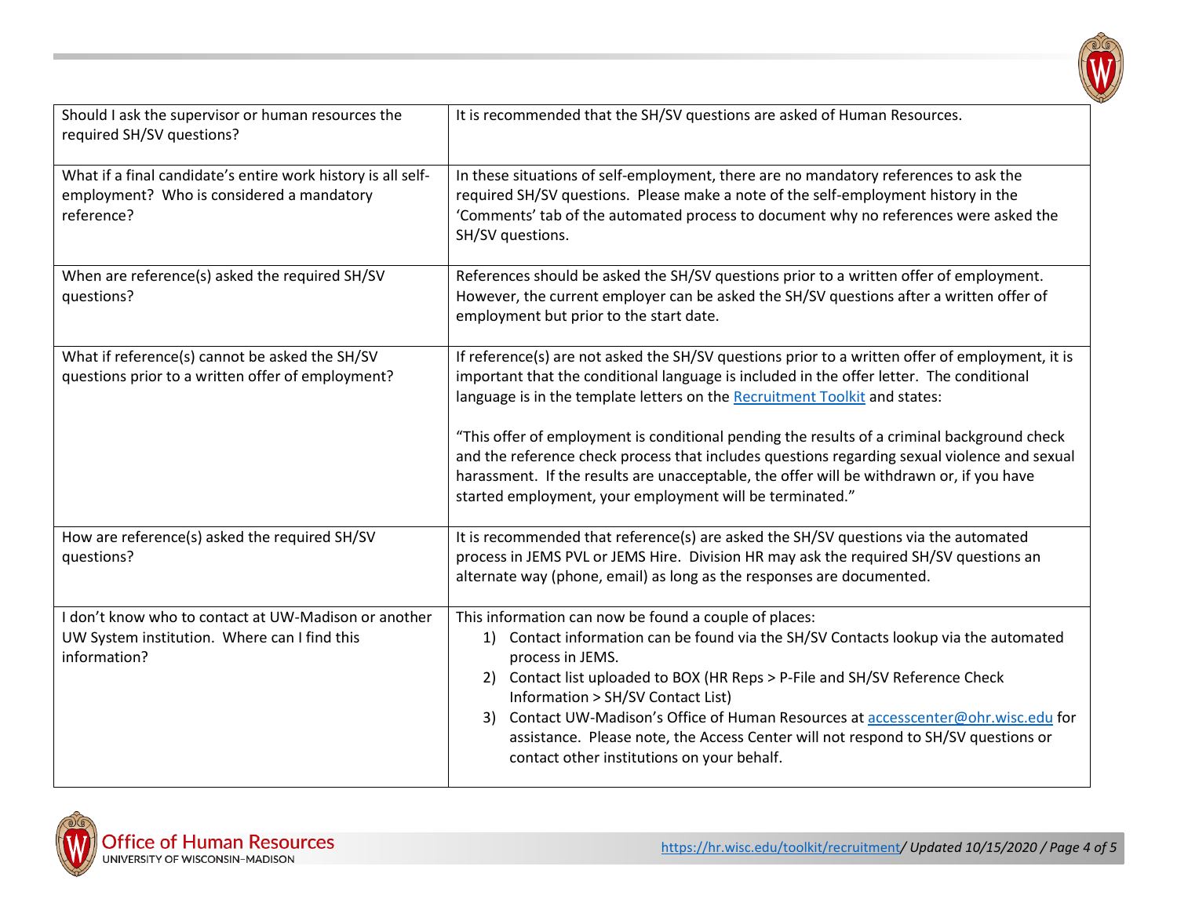| | |
|---|---|
| Should I ask the supervisor or human resources the required SH/SV questions? | It is recommended that the SH/SV questions are asked of Human Resources. |
| What if a final candidate's entire work history is all self-employment? Who is considered a mandatory reference? | In these situations of self-employment, there are no mandatory references to ask the required SH/SV questions. Please make a note of the self-employment history in the 'Comments' tab of the automated process to document why no references were asked the SH/SV questions. |
| When are reference(s) asked the required SH/SV questions? | References should be asked the SH/SV questions prior to a written offer of employment. However, the current employer can be asked the SH/SV questions after a written offer of employment but prior to the start date. |
| What if reference(s) cannot be asked the SH/SV questions prior to a written offer of employment? | If reference(s) are not asked the SH/SV questions prior to a written offer of employment, it is important that the conditional language is included in the offer letter. The conditional language is in the template letters on the [Recruitment Toolkit](https://hr.wisc.edu/toolkit/recruitment) and states:<br><br>"This offer of employment is conditional pending the results of a criminal background check and the reference check process that includes questions regarding sexual violence and sexual harassment. If the results are unacceptable, the offer will be withdrawn or, if you have started employment, your employment will be terminated." |
| How are reference(s) asked the required SH/SV questions? | It is recommended that reference(s) are asked the SH/SV questions via the automated process in JEMS PVL or JEMS Hire. Division HR may ask the required SH/SV questions an alternate way (phone, email) as long as the responses are documented. |
| I don't know who to contact at UW-Madison or another UW System institution. Where can I find this information? | This information can now be found a couple of places:<br>1) Contact information can be found via the SH/SV Contacts lookup via the automated process in JEMS.<br>2) Contact list uploaded to BOX (HR Reps > P-File and SH/SV Reference Check Information > SH/SV Contact List)<br>3) Contact UW-Madison's Office of Human Resources at accesscenter@ohr.wisc.edu for assistance. Please note, the Access Center will not respond to SH/SV questions or contact other institutions on your behalf. |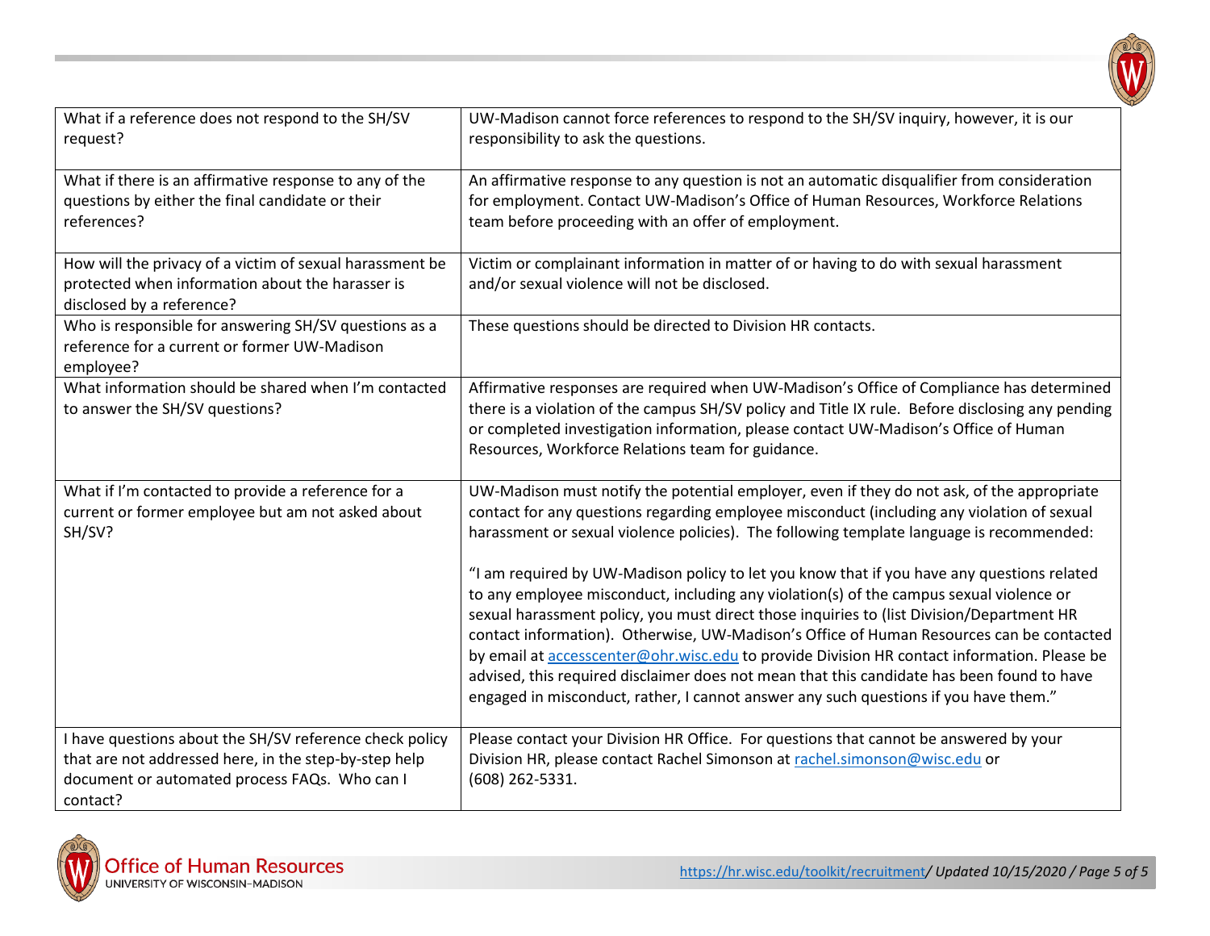| | |
|---|---|
| What if a reference does not respond to the SH/SV request? | UW-Madison cannot force references to respond to the SH/SV inquiry, however, it is our responsibility to ask the questions. |
| What if there is an affirmative response to any of the questions by either the final candidate or their references? | An affirmative response to any question is not an automatic disqualifier from consideration for employment. Contact UW-Madison's Office of Human Resources, Workforce Relations team before proceeding with an offer of employment. |
| How will the privacy of a victim of sexual harassment be protected when information about the harasser is disclosed by a reference? | Victim or complainant information in matter of or having to do with sexual harassment and/or sexual violence will not be disclosed. |
| Who is responsible for answering SH/SV questions as a reference for a current or former UW-Madison employee? | These questions should be directed to Division HR contacts. |
| What information should be shared when I'm contacted to answer the SH/SV questions? | Affirmative responses are required when UW-Madison's Office of Compliance has determined there is a violation of the campus SH/SV policy and Title IX rule. Before disclosing any pending or completed investigation information, please contact UW-Madison's Office of Human Resources, Workforce Relations team for guidance. |
| What if I'm contacted to provide a reference for a current or former employee but am not asked about SH/SV? | UW-Madison must notify the potential employer, even if they do not ask, of the appropriate contact for any questions regarding employee misconduct (including any violation of sexual harassment or sexual violence policies). The following template language is recommended:<br><br>"I am required by UW-Madison policy to let you know that if you have any questions related to any employee misconduct, including any violation(s) of the campus sexual violence or sexual harassment policy, you must direct those inquiries to (list Division/Department HR contact information). Otherwise, UW-Madison's Office of Human Resources can be contacted by email at [accesscenter@ohr.wisc.edu](mailto:accesscenter@ohr.wisc.edu) to provide Division HR contact information. Please be advised, this required disclaimer does not mean that this candidate has been found to have engaged in misconduct, rather, I cannot answer any such questions if you have them." |
| I have questions about the SH/SV reference check policy that are not addressed here, in the step-by-step help document or automated process FAQs. Who can I contact? | Please contact your Division HR Office. For questions that cannot be answered by your Division HR, please contact Rachel Simonson at [rachel.simonson@wisc.edu](mailto:rachel.simonson@wisc.edu) or (608) 262-5331. |